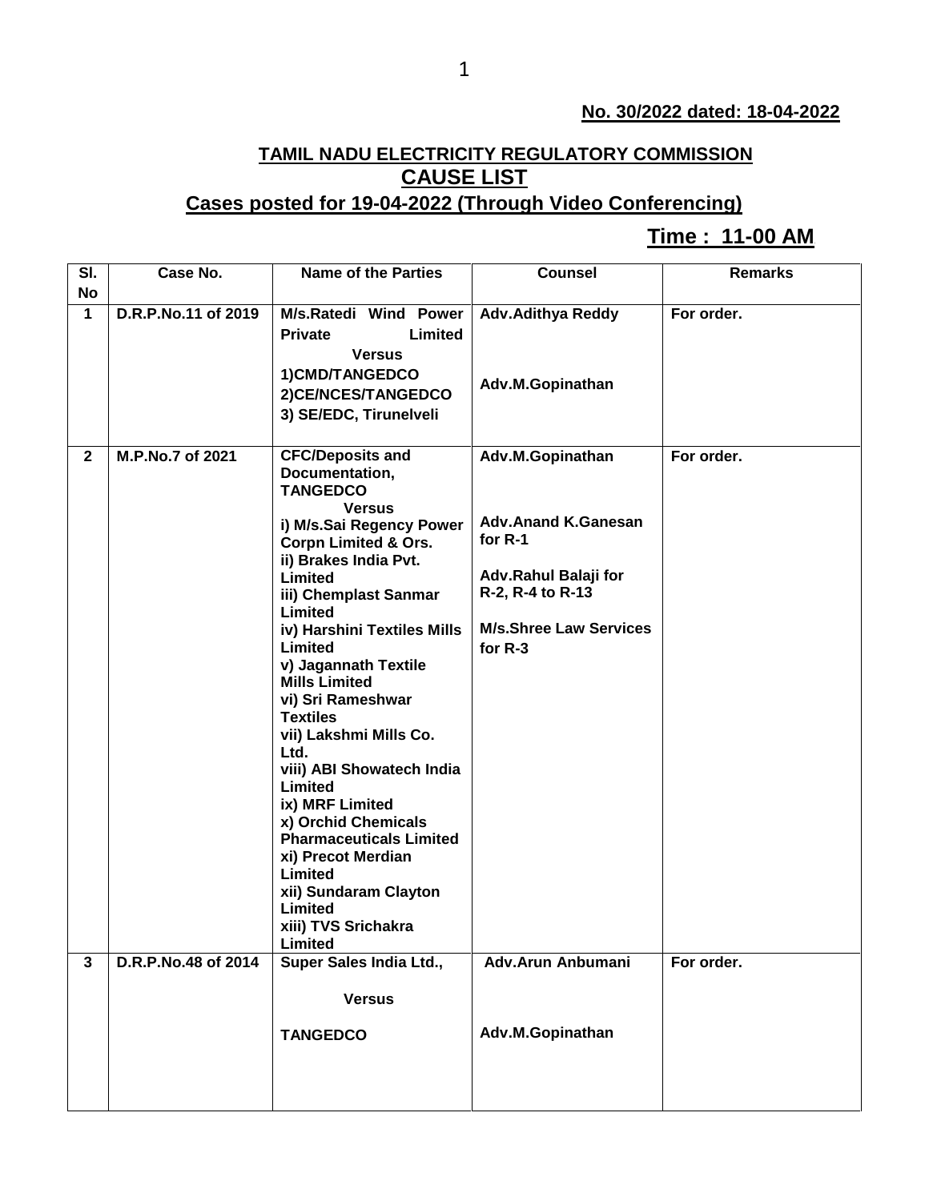**No. 30/2022 dated: 18-04-2022**

## TAMIL NADU ELECTRICITY REGULATORY COMMISSION
## CAUSE LIST
### Cases posted for 19-04-2022 (Through Video Conferencing)

**Time : 11-00 AM**

| Sl. No | Case No. | Name of the Parties | Counsel | Remarks |
|---|---|---|---|---|
| 1 | D.R.P.No.11 of 2019 | M/s.Ratedi Wind Power Private Limited<br>Versus<br>1)CMD/TANGEDCO<br>2)CE/NCES/TANGEDCO<br>3) SE/EDC, Tirunelveli | Adv.Adithya Reddy<br><br>Adv.M.Gopinathan | For order. |
| 2 | M.P.No.7 of 2021 | CFC/Deposits and Documentation, TANGEDCO<br>Versus<br>i) M/s.Sai Regency Power Corpn Limited & Ors.<br>ii) Brakes India Pvt. Limited<br>iii) Chemplast Sanmar Limited<br>iv) Harshini Textiles Mills Limited<br>v) Jagannath Textile Mills Limited<br>vi) Sri Rameshwar Textiles<br>vii) Lakshmi Mills Co. Ltd.<br>viii) ABI Showatech India Limited<br>ix) MRF Limited<br>x) Orchid Chemicals Pharmaceuticals Limited<br>xi) Precot Merdian Limited<br>xii) Sundaram Clayton Limited<br>xiii) TVS Srichakra Limited | Adv.M.Gopinathan<br><br>Adv.Anand K.Ganesan for R-1<br><br>Adv.Rahul Balaji for R-2, R-4 to R-13<br><br>M/s.Shree Law Services for R-3 | For order. |
| 3 | D.R.P.No.48 of 2014 | Super Sales India Ltd.,<br>Versus<br>TANGEDCO | Adv.Arun Anbumani<br><br>Adv.M.Gopinathan | For order. |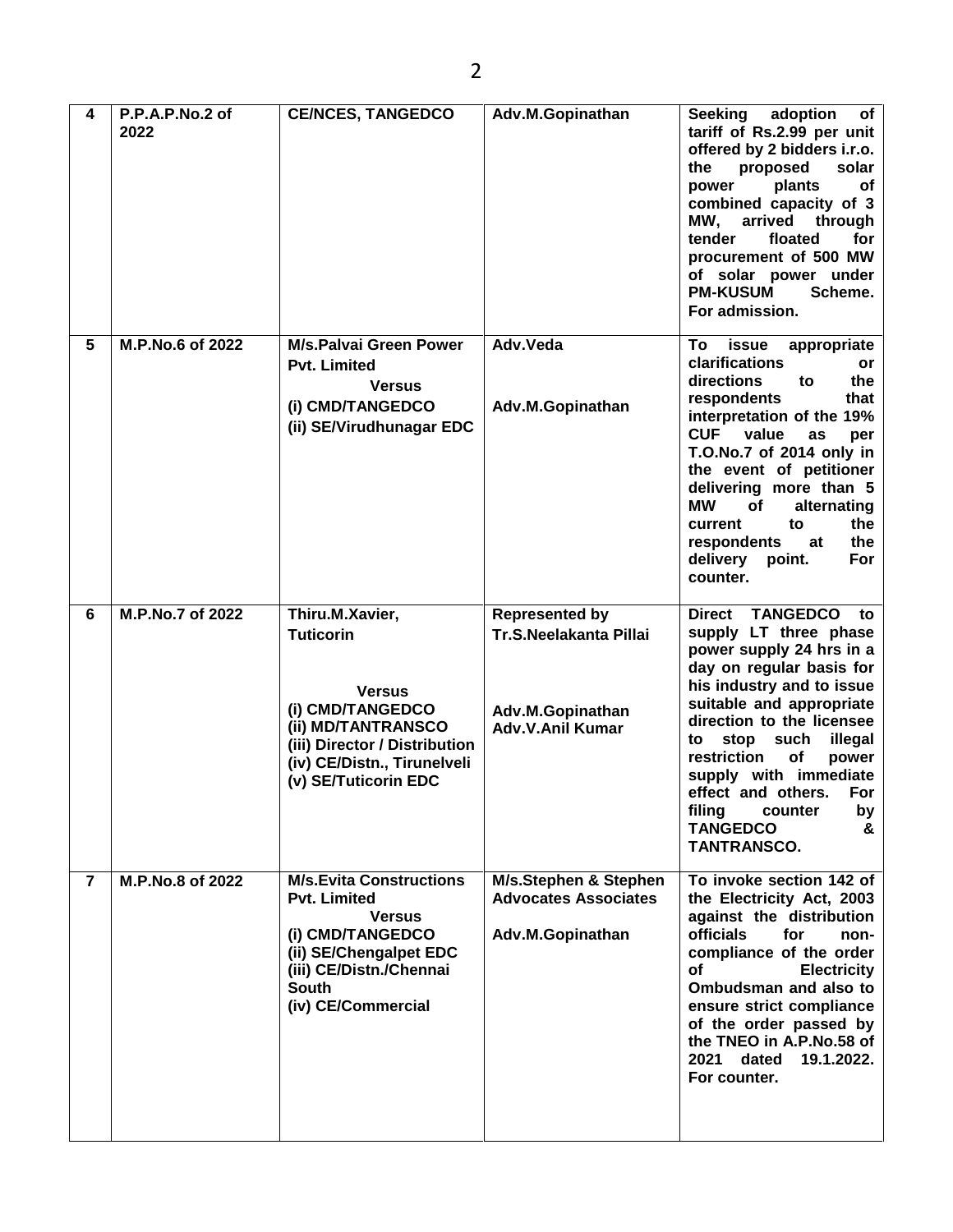| 4 | P.P.A.P.No.2 of 2022 | CE/NCES, TANGEDCO | Adv.M.Gopinathan | Seeking adoption of tariff of Rs.2.99 per unit offered by 2 bidders i.r.o. the proposed solar power plants of combined capacity of 3 MW, arrived through tender floated for procurement of 500 MW of solar power under PM-KUSUM Scheme. For admission. |
|---|---|---|---|---|
| 5 | M.P.No.6 of 2022 | M/s.Palvai Green Power Pvt. Limited<br>Versus<br>(i) CMD/TANGEDCO<br>(ii) SE/Virudhunagar EDC | Adv.Veda<br><br>Adv.M.Gopinathan | To issue appropriate clarifications or directions to the respondents that interpretation of the 19% CUF value as per T.O.No.7 of 2014 only in the event of petitioner delivering more than 5 MW of alternating current to the respondents at the delivery point. For counter. |
| 6 | M.P.No.7 of 2022 | Thiru.M.Xavier, Tuticorin<br><br>Versus<br>(i) CMD/TANGEDCO<br>(ii) MD/TANTRANSCO<br>(iii) Director / Distribution<br>(iv) CE/Distn., Tirunelveli<br>(v) SE/Tuticorin EDC | Represented by Tr.S.Neelakanta Pillai<br><br>Adv.M.Gopinathan<br>Adv.V.Anil Kumar | Direct TANGEDCO to supply LT three phase power supply 24 hrs in a day on regular basis for his industry and to issue suitable and appropriate direction to the licensee to stop such illegal restriction of power supply with immediate effect and others. For filing counter by TANGEDCO & TANTRANSCO. |
| 7 | M.P.No.8 of 2022 | M/s.Evita Constructions Pvt. Limited<br>Versus<br>(i) CMD/TANGEDCO<br>(ii) SE/Chengalpet EDC<br>(iii) CE/Distn./Chennai South<br>(iv) CE/Commercial | M/s.Stephen & Stephen Advocates Associates<br><br>Adv.M.Gopinathan | To invoke section 142 of the Electricity Act, 2003 against the distribution officials for non-compliance of the order of Electricity Ombudsman and also to ensure strict compliance of the order passed by the TNEO in A.P.No.58 of 2021 dated 19.1.2022. For counter. |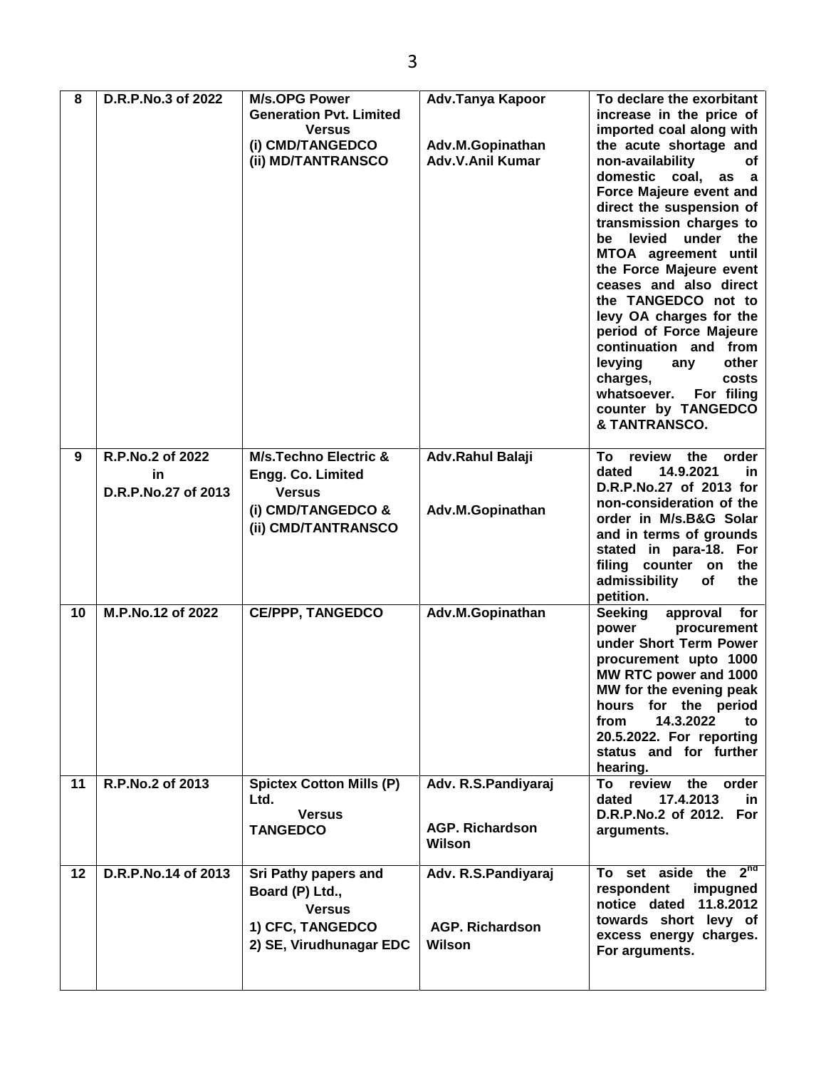| 8 | D.R.P.No.3 of 2022 | M/s.OPG Power Generation Pvt. Limited<br>Versus<br>(i) CMD/TANGEDCO<br>(ii) MD/TANTRANSCO | Adv.Tanya Kapoor<br><br>Adv.M.Gopinathan<br>Adv.V.Anil Kumar | To declare the exorbitant increase in the price of imported coal along with the acute shortage and non-availability of domestic coal, as a Force Majeure event and direct the suspension of transmission charges to be levied under the MTOA agreement until the Force Majeure event ceases and also direct the TANGEDCO not to levy OA charges for the period of Force Majeure continuation and from levying any other charges, costs whatsoever. For filing counter by TANGEDCO & TANTRANSCO. |
|---|---|---|---|---|
| 9 | R.P.No.2 of 2022<br>in<br>D.R.P.No.27 of 2013 | M/s.Techno Electric & Engg. Co. Limited<br>Versus<br>(i) CMD/TANGEDCO &<br>(ii) CMD/TANTRANSCO | Adv.Rahul Balaji<br><br>Adv.M.Gopinathan | To review the order dated 14.9.2021 in D.R.P.No.27 of 2013 for non-consideration of the order in M/s.B&G Solar and in terms of grounds stated in para-18. For filing counter on the admissibility of the petition. |
| 10 | M.P.No.12 of 2022 | CE/PPP, TANGEDCO | Adv.M.Gopinathan | Seeking approval for power procurement under Short Term Power procurement upto 1000 MW RTC power and 1000 MW for the evening peak hours for the period from 14.3.2022 to 20.5.2022. For reporting status and for further hearing. |
| 11 | R.P.No.2 of 2013 | Spictex Cotton Mills (P) Ltd.<br>Versus<br>TANGEDCO | Adv. R.S.Pandiyaraj<br><br>AGP. Richardson Wilson | To review the order dated 17.4.2013 in D.R.P.No.2 of 2012. For arguments. |
| 12 | D.R.P.No.14 of 2013 | Sri Pathy papers and Board (P) Ltd.,<br>Versus<br>1) CFC, TANGEDCO<br>2) SE, Virudhunagar EDC | Adv. R.S.Pandiyaraj<br><br>AGP. Richardson Wilson | To set aside the 2nd respondent impugned notice dated 11.8.2012 towards short levy of excess energy charges. For arguments. |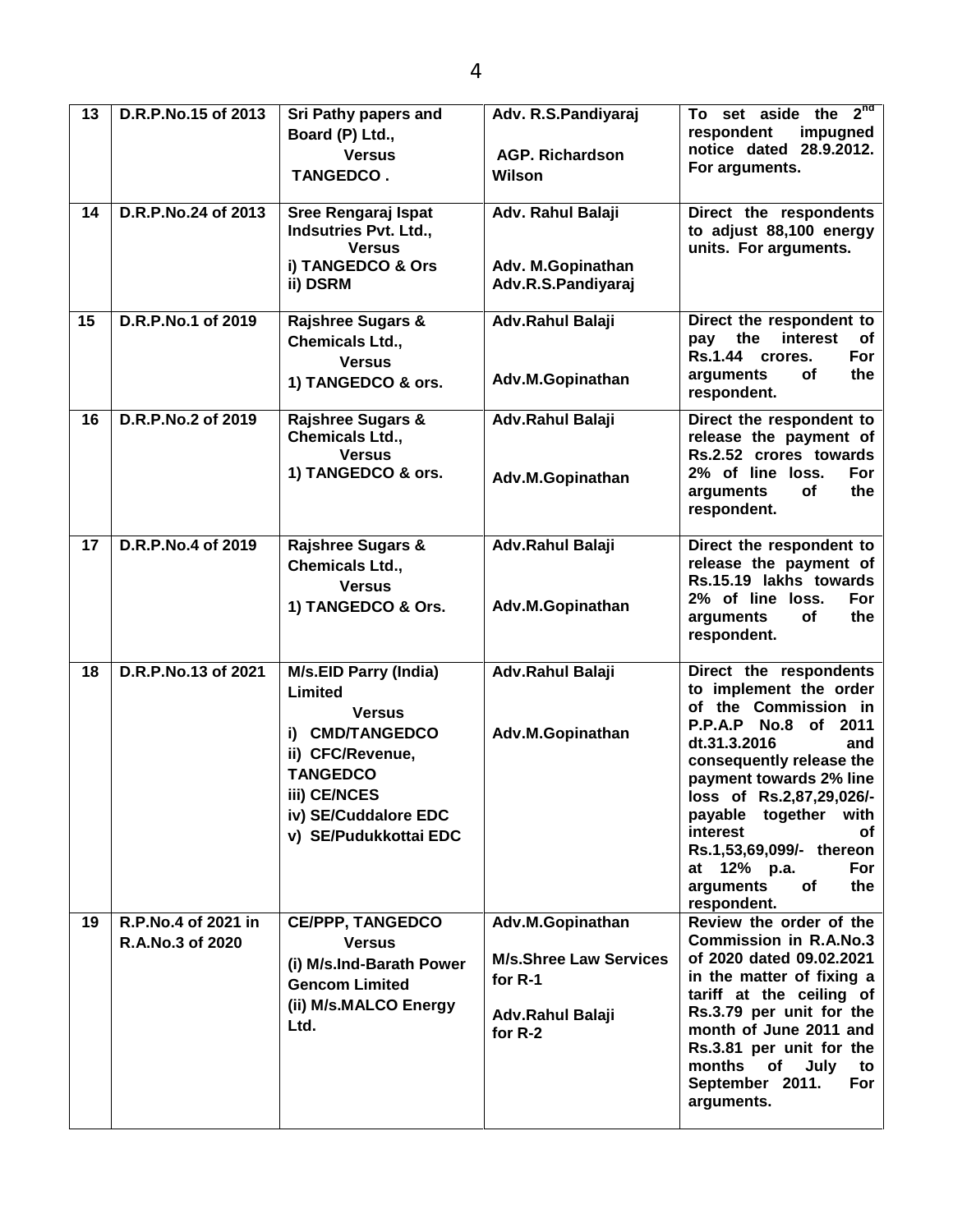| 13 | D.R.P.No.15 of 2013 | Sri Pathy papers and Board (P) Ltd., Versus TANGEDCO . | Adv. R.S.Pandiyaraj<br><br>AGP. Richardson Wilson | To set aside the 2[nd] respondent impugned notice dated 28.9.2012. For arguments. |
|---|---|---|---|---|
| 14 | D.R.P.No.24 of 2013 | Sree Rengaraj Ispat Indsutries Pvt. Ltd., Versus i) TANGEDCO & Ors ii) DSRM | Adv. Rahul Balaji<br><br>Adv. M.Gopinathan Adv.R.S.Pandiyaraj | Direct the respondents to adjust 88,100 energy units. For arguments. |
| 15 | D.R.P.No.1 of 2019 | Rajshree Sugars & Chemicals Ltd., Versus 1) TANGEDCO & ors. | Adv.Rahul Balaji<br><br>Adv.M.Gopinathan | Direct the respondent to pay the interest of Rs.1.44 crores. For arguments of the respondent. |
| 16 | D.R.P.No.2 of 2019 | Rajshree Sugars & Chemicals Ltd., Versus 1) TANGEDCO & ors. | Adv.Rahul Balaji<br><br>Adv.M.Gopinathan | Direct the respondent to release the payment of Rs.2.52 crores towards 2% of line loss. For arguments of the respondent. |
| 17 | D.R.P.No.4 of 2019 | Rajshree Sugars & Chemicals Ltd., Versus 1) TANGEDCO & Ors. | Adv.Rahul Balaji<br><br>Adv.M.Gopinathan | Direct the respondent to release the payment of Rs.15.19 lakhs towards 2% of line loss. For arguments of the respondent. |
| 18 | D.R.P.No.13 of 2021 | M/s.EID Parry (India) Limited Versus i) CMD/TANGEDCO ii) CFC/Revenue, TANGEDCO iii) CE/NCES iv) SE/Cuddalore EDC v) SE/Pudukkottai EDC | Adv.Rahul Balaji<br><br>Adv.M.Gopinathan | Direct the respondents to implement the order of the Commission in P.P.A.P No.8 of 2011 dt.31.3.2016 and consequently release the payment towards 2% line loss of Rs.2,87,29,026/- payable together with interest of Rs.1,53,69,099/- thereon at 12% p.a. For arguments of the respondent. |
| 19 | R.P.No.4 of 2021 in R.A.No.3 of 2020 | CE/PPP, TANGEDCO Versus (i) M/s.Ind-Barath Power Gencom Limited (ii) M/s.MALCO Energy Ltd. | Adv.M.Gopinathan<br><br>M/s.Shree Law Services for R-1<br><br>Adv.Rahul Balaji for R-2 | Review the order of the Commission in R.A.No.3 of 2020 dated 09.02.2021 in the matter of fixing a tariff at the ceiling of Rs.3.79 per unit for the month of June 2011 and Rs.3.81 per unit for the months of July to September 2011. For arguments. |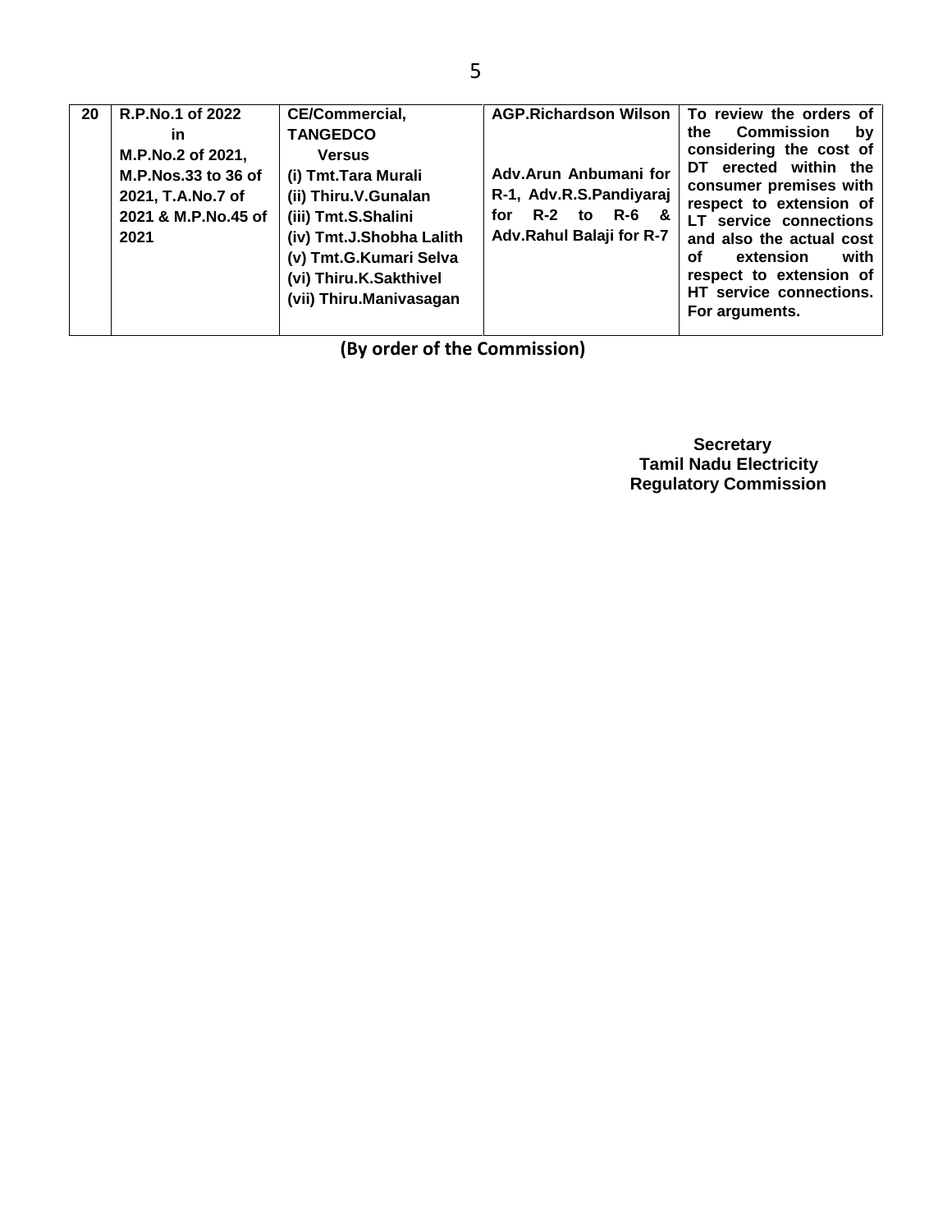| | | | | |
|---|---|---|---|---|
| **20** | **R.P.No.1 of 2022 in M.P.No.2 of 2021, M.P.Nos.33 to 36 of 2021, T.A.No.7 of 2021 & M.P.No.45 of 2021** | **CE/Commercial, TANGEDCO Versus (i) Tmt.Tara Murali (ii) Thiru.V.Gunalan (iii) Tmt.S.Shalini (iv) Tmt.J.Shobha Lalith (v) Tmt.G.Kumari Selva (vi) Thiru.K.Sakthivel (vii) Thiru.Manivasagan** | **AGP.Richardson Wilson**<br><br>**Adv.Arun Anbumani for R-1, Adv.R.S.Pandiyaraj for R-2 to R-6 & Adv.Rahul Balaji for R-7** | **To review the orders of the Commission by considering the cost of DT erected within the consumer premises with respect to extension of LT service connections and also the actual cost of extension with respect to extension of HT service connections. For arguments.** |

**(By order of the Commission)**

**Secretary**
**Tamil Nadu Electricity**
**Regulatory Commission**